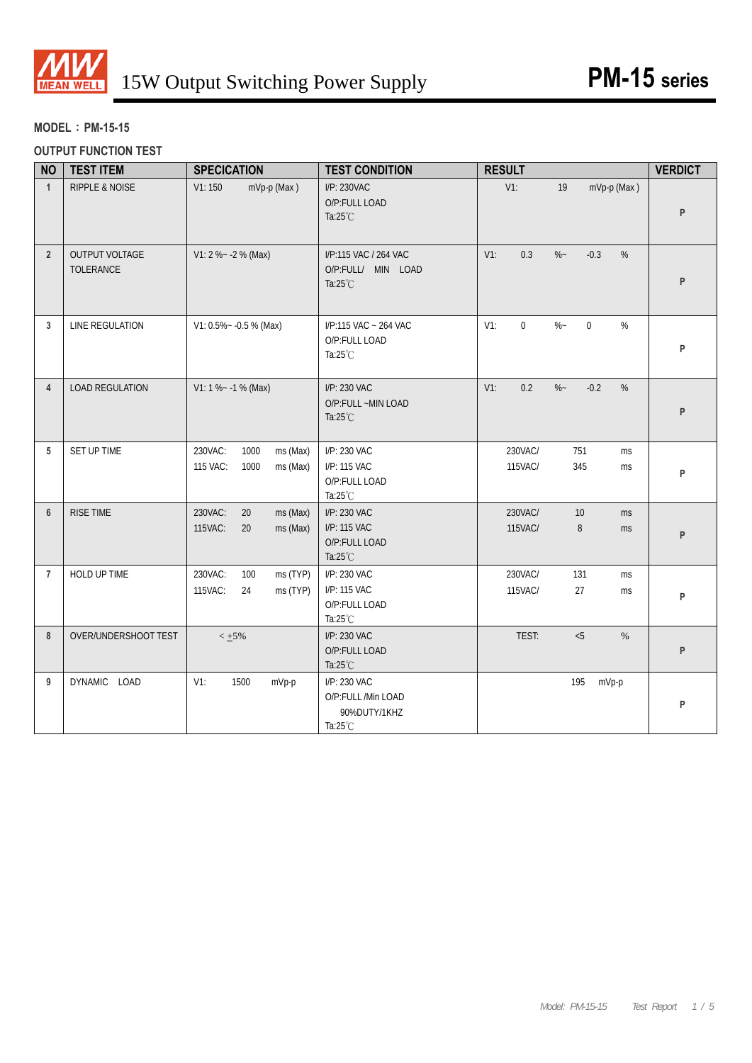# 15W Output Switching Power Supply — PM-15 series

**MODEL：PM-15-15**

**OUTPUT FUNCTION TEST**

| NO | TEST ITEM | SPECICATION | TEST CONDITION | RESULT | VERDICT |
|---|---|---|---|---|---|
| 1 | RIPPLE & NOISE | V1: 150 mVp-p (Max ) | I/P: 230VAC<br>O/P:FULL LOAD<br>Ta:25℃ | V1: 19 mVp-p (Max ) | P |
| 2 | OUTPUT VOLTAGE TOLERANCE | V1: 2 %~ -2 % (Max) | I/P:115 VAC / 264 VAC<br>O/P:FULL/ MIN LOAD<br>Ta:25℃ | V1: 0.3 %~ -0.3 % | P |
| 3 | LINE REGULATION | V1: 0.5%~ -0.5 % (Max) | I/P:115 VAC ~ 264 VAC<br>O/P:FULL LOAD<br>Ta:25℃ | V1: 0 %~ 0 % | P |
| 4 | LOAD REGULATION | V1: 1 %~ -1 % (Max) | I/P: 230 VAC<br>O/P:FULL ~MIN LOAD<br>Ta:25℃ | V1: 0.2 %~ -0.2 % | P |
| 5 | SET UP TIME | 230VAC: 1000 ms (Max)<br>115 VAC: 1000 ms (Max) | I/P: 230 VAC<br>I/P: 115 VAC<br>O/P:FULL LOAD<br>Ta:25℃ | 230VAC/ 751 ms<br>115VAC/ 345 ms | P |
| 6 | RISE TIME | 230VAC: 20 ms (Max)<br>115VAC: 20 ms (Max) | I/P: 230 VAC<br>I/P: 115 VAC<br>O/P:FULL LOAD<br>Ta:25℃ | 230VAC/ 10 ms<br>115VAC/ 8 ms | P |
| 7 | HOLD UP TIME | 230VAC: 100 ms (TYP)<br>115VAC: 24 ms (TYP) | I/P: 230 VAC<br>I/P: 115 VAC<br>O/P:FULL LOAD<br>Ta:25℃ | 230VAC/ 131 ms<br>115VAC/ 27 ms | P |
| 8 | OVER/UNDERSHOOT TEST | < ±5% | I/P: 230 VAC<br>O/P:FULL LOAD<br>Ta:25℃ | TEST: <5 % | P |
| 9 | DYNAMIC LOAD | V1: 1500 mVp-p | I/P: 230 VAC<br>O/P:FULL /Min LOAD<br>90%DUTY/1KHZ<br>Ta:25℃ | 195 mVp-p | P |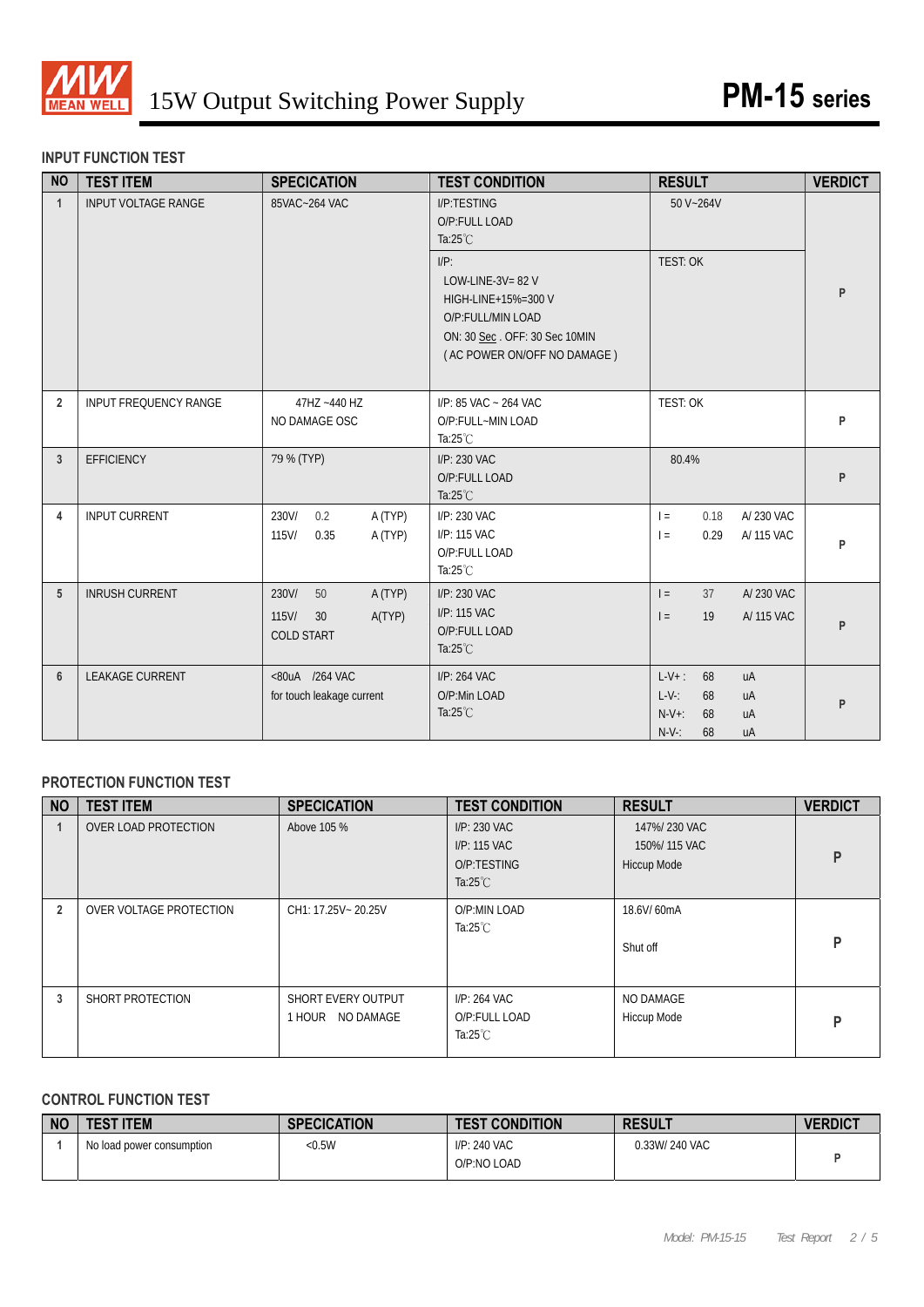### INPUT FUNCTION TEST

| NO | TEST ITEM | SPECICATION | TEST CONDITION | RESULT | VERDICT |
|---|---|---|---|---|---|
| 1 | INPUT VOLTAGE RANGE | 85VAC~264 VAC | I/P:TESTING<br>O/P:FULL LOAD<br>Ta:25℃ | 50 V~264V | P |
| | | | I/P:<br>LOW-LINE-3V= 82 V<br>HIGH-LINE+15%=300 V<br>O/P:FULL/MIN LOAD<br>ON: 30 Sec . OFF: 30 Sec 10MIN<br>( AC POWER ON/OFF NO DAMAGE ) | TEST: OK | |
| 2 | INPUT FREQUENCY RANGE | 47HZ ~440 HZ<br>NO DAMAGE OSC | I/P: 85 VAC ~ 264 VAC<br>O/P:FULL~MIN LOAD<br>Ta:25℃ | TEST: OK | P |
| 3 | EFFICIENCY | 79 % (TYP) | I/P: 230 VAC<br>O/P:FULL LOAD<br>Ta:25℃ | 80.4% | P |
| 4 | INPUT CURRENT | 230V/ 0.2 A (TYP)<br>115V/ 0.35 A (TYP) | I/P: 230 VAC<br>I/P: 115 VAC<br>O/P:FULL LOAD<br>Ta:25℃ | I = 0.18 A/ 230 VAC<br>I = 0.29 A/ 115 VAC | P |
| 5 | INRUSH CURRENT | 230V/ 50 A (TYP)<br>115V/ 30 A(TYP)<br>COLD START | I/P: 230 VAC<br>I/P: 115 VAC<br>O/P:FULL LOAD<br>Ta:25℃ | I = 37 A/ 230 VAC<br>I = 19 A/ 115 VAC | P |
| 6 | LEAKAGE CURRENT | <80uA /264 VAC<br>for touch leakage current | I/P: 264 VAC<br>O/P:Min LOAD<br>Ta:25℃ | L-V+ : 68 uA<br>L-V-: 68 uA<br>N-V+: 68 uA<br>N-V-: 68 uA | P |

### PROTECTION FUNCTION TEST

| NO | TEST ITEM | SPECICATION | TEST CONDITION | RESULT | VERDICT |
|---|---|---|---|---|---|
| 1 | OVER LOAD PROTECTION | Above 105 % | I/P: 230 VAC<br>I/P: 115 VAC<br>O/P:TESTING<br>Ta:25℃ | 147%/ 230 VAC<br>150%/ 115 VAC<br>Hiccup Mode | P |
| 2 | OVER VOLTAGE PROTECTION | CH1: 17.25V~ 20.25V | O/P:MIN LOAD<br>Ta:25℃ | 18.6V/ 60mA<br>Shut off | P |
| 3 | SHORT PROTECTION | SHORT EVERY OUTPUT<br>1 HOUR NO DAMAGE | I/P: 264 VAC<br>O/P:FULL LOAD<br>Ta:25℃ | NO DAMAGE<br>Hiccup Mode | P |

### CONTROL FUNCTION TEST

| NO | TEST ITEM | SPECICATION | TEST CONDITION | RESULT | VERDICT |
|---|---|---|---|---|---|
| 1 | No load power consumption | <0.5W | I/P: 240 VAC<br>O/P:NO LOAD | 0.33W/ 240 VAC | P |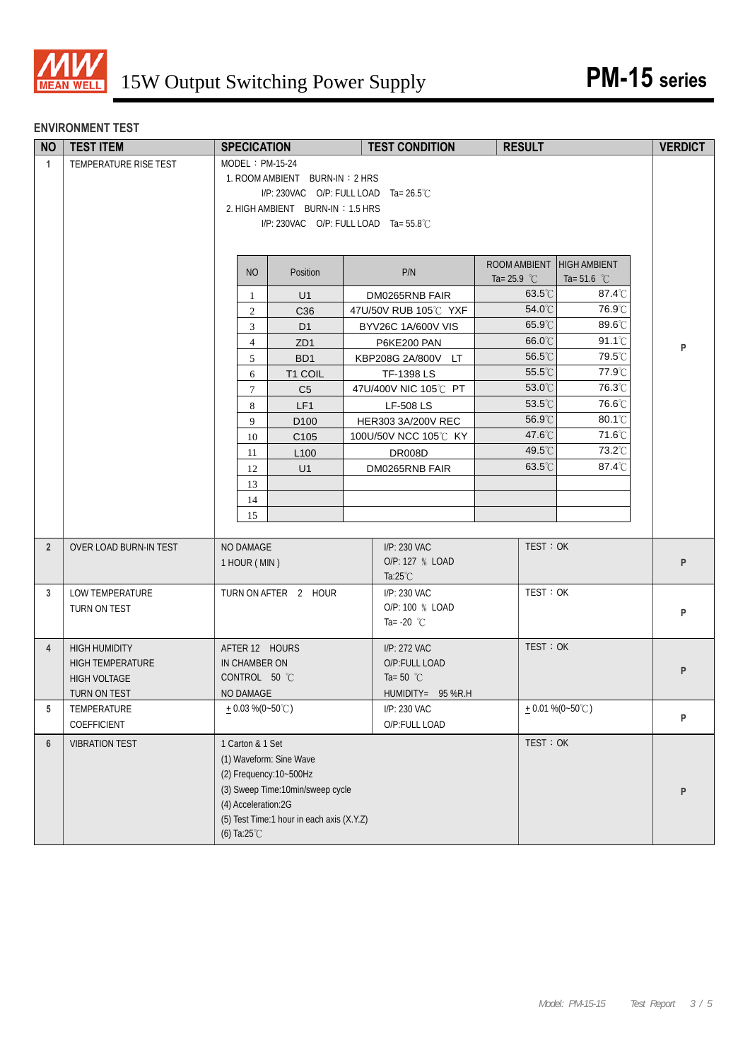## ENVIRONMENT TEST

| NO | TEST ITEM | SPECICATION | TEST CONDITION | RESULT | VERDICT |
|---|---|---|---|---|---|
| 1 | TEMPERATURE RISE TEST | MODEL：PM-15-24<br>1. ROOM AMBIENT BURN-IN：2 HRS<br>I/P: 230VAC O/P: FULL LOAD Ta= 26.5℃<br>2. HIGH AMBIENT BURN-IN：1.5 HRS<br>I/P: 230VAC O/P: FULL LOAD Ta= 55.8℃ | | | P |

| NO | Position | P/N | ROOM AMBIENT Ta= 25.9 ℃ | HIGH AMBIENT Ta= 51.6 ℃ |
|---|---|---|---|---|
| 1 | U1 | DM0265RNB FAIR | 63.5℃ | 87.4℃ |
| 2 | C36 | 47U/50V RUB 105℃ YXF | 54.0℃ | 76.9℃ |
| 3 | D1 | BYV26C 1A/600V VIS | 65.9℃ | 89.6℃ |
| 4 | ZD1 | P6KE200 PAN | 66.0℃ | 91.1℃ |
| 5 | BD1 | KBP208G 2A/800V LT | 56.5℃ | 79.5℃ |
| 6 | T1 COIL | TF-1398 LS | 55.5℃ | 77.9℃ |
| 7 | C5 | 47U/400V NIC 105℃ PT | 53.0℃ | 76.3℃ |
| 8 | LF1 | LF-508 LS | 53.5℃ | 76.6℃ |
| 9 | D100 | HER303 3A/200V REC | 56.9℃ | 80.1℃ |
| 10 | C105 | 100U/50V NCC 105℃ KY | 47.6℃ | 71.6℃ |
| 11 | L100 | DR008D | 49.5℃ | 73.2℃ |
| 12 | U1 | DM0265RNB FAIR | 63.5℃ | 87.4℃ |
| 13 | | | | |
| 14 | | | | |
| 15 | | | | |

| NO | TEST ITEM | SPECICATION | TEST CONDITION | RESULT | VERDICT |
|---|---|---|---|---|---|
| 2 | OVER LOAD BURN-IN TEST | NO DAMAGE<br>1 HOUR ( MIN ) | I/P: 230 VAC<br>O/P: 127 ％ LOAD<br>Ta:25℃ | TEST：OK | P |
| 3 | LOW TEMPERATURE<br>TURN ON TEST | TURN ON AFTER 2 HOUR | I/P: 230 VAC<br>O/P: 100 ％ LOAD<br>Ta= -20 ℃ | TEST：OK | P |
| 4 | HIGH HUMIDITY<br>HIGH TEMPERATURE<br>HIGH VOLTAGE<br>TURN ON TEST | AFTER 12 HOURS<br>IN CHAMBER ON<br>CONTROL 50 ℃<br>NO DAMAGE | I/P: 272 VAC<br>O/P:FULL LOAD<br>Ta= 50 ℃<br>HUMIDITY= 95 %R.H | TEST：OK | P |
| 5 | TEMPERATURE<br>COEFFICIENT | ± 0.03 %(0~50℃) | I/P: 230 VAC<br>O/P:FULL LOAD | ± 0.01 %(0~50℃) | P |
| 6 | VIBRATION TEST | 1 Carton & 1 Set<br>(1) Waveform: Sine Wave<br>(2) Frequency:10~500Hz<br>(3) Sweep Time:10min/sweep cycle<br>(4) Acceleration:2G<br>(5) Test Time:1 hour in each axis (X.Y.Z)<br>(6) Ta:25℃ | | TEST：OK | P |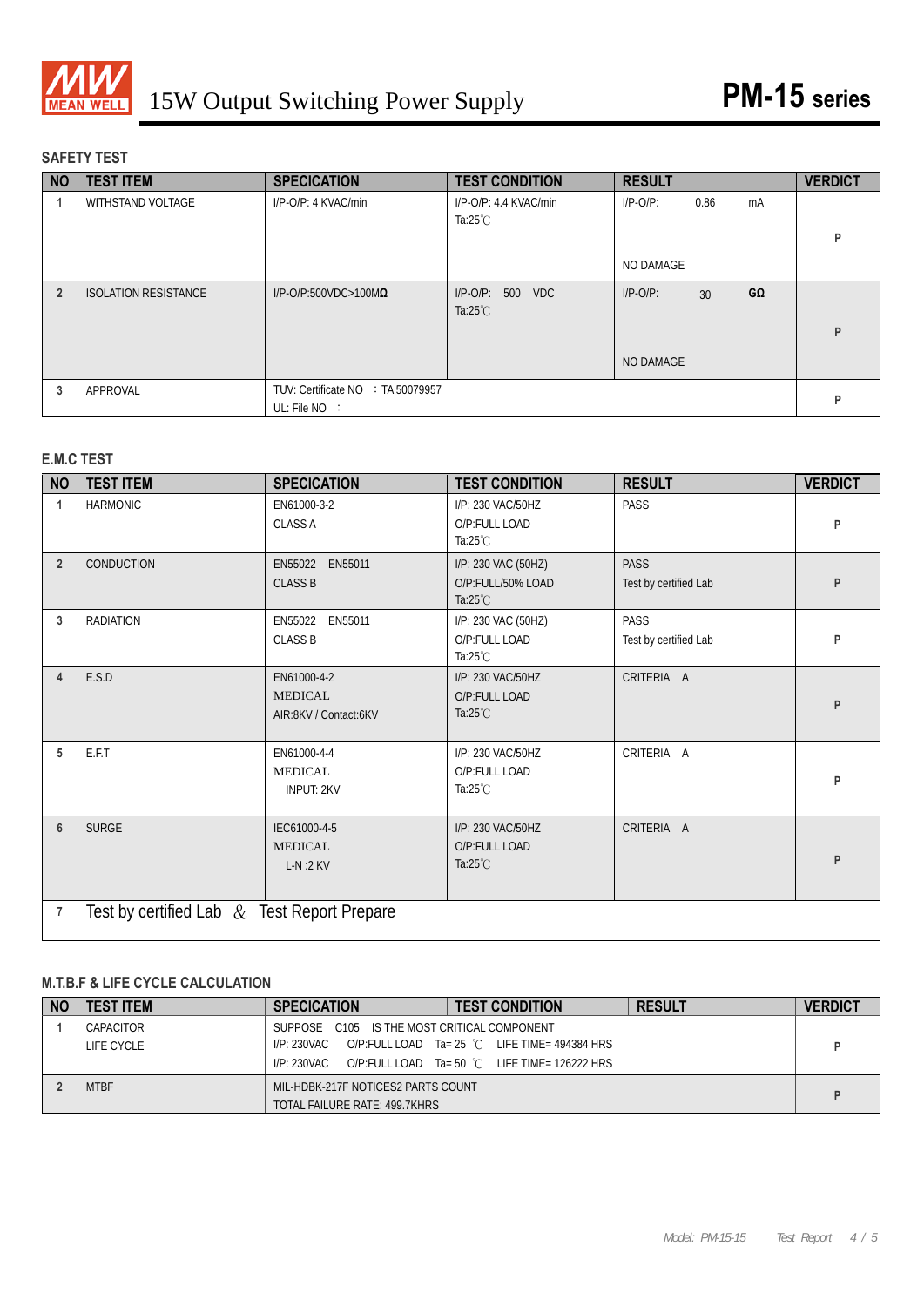# 15W Output Switching Power Supply — PM-15 series

## SAFETY TEST

| NO | TEST ITEM | SPECICATION | TEST CONDITION | RESULT | VERDICT |
|---|---|---|---|---|---|
| 1 | WITHSTAND VOLTAGE | I/P-O/P: 4 KVAC/min | I/P-O/P: 4.4 KVAC/min<br>Ta:25℃ | I/P-O/P: 0.86 mA<br><br>NO DAMAGE | P |
| 2 | ISOLATION RESISTANCE | I/P-O/P:500VDC>100MΩ | I/P-O/P: 500 VDC<br>Ta:25℃ | I/P-O/P: 30 GΩ<br><br>NO DAMAGE | P |
| 3 | APPROVAL | TUV: Certificate NO : TA 50079957<br>UL: File NO : | | | P |

## E.M.C TEST

| NO | TEST ITEM | SPECICATION | TEST CONDITION | RESULT | VERDICT |
|---|---|---|---|---|---|
| 1 | HARMONIC | EN61000-3-2<br>CLASS A | I/P: 230 VAC/50HZ<br>O/P:FULL LOAD<br>Ta:25℃ | PASS | P |
| 2 | CONDUCTION | EN55022 EN55011<br>CLASS B | I/P: 230 VAC (50HZ)<br>O/P:FULL/50% LOAD<br>Ta:25℃ | PASS<br>Test by certified Lab | P |
| 3 | RADIATION | EN55022 EN55011<br>CLASS B | I/P: 230 VAC (50HZ)<br>O/P:FULL LOAD<br>Ta:25℃ | PASS<br>Test by certified Lab | P |
| 4 | E.S.D | EN61000-4-2<br>MEDICAL<br>AIR:8KV / Contact:6KV | I/P: 230 VAC/50HZ<br>O/P:FULL LOAD<br>Ta:25℃ | CRITERIA A | P |
| 5 | E.F.T | EN61000-4-4<br>MEDICAL<br>INPUT: 2KV | I/P: 230 VAC/50HZ<br>O/P:FULL LOAD<br>Ta:25℃ | CRITERIA A | P |
| 6 | SURGE | IEC61000-4-5<br>MEDICAL<br>L-N :2 KV | I/P: 230 VAC/50HZ<br>O/P:FULL LOAD<br>Ta:25℃ | CRITERIA A | P |
| 7 | Test by certified Lab & Test Report Prepare | | | | |

## M.T.B.F & LIFE CYCLE CALCULATION

| NO | TEST ITEM | SPECICATION | TEST CONDITION | RESULT | VERDICT |
|---|---|---|---|---|---|
| 1 | CAPACITOR<br>LIFE CYCLE | SUPPOSE C105 IS THE MOST CRITICAL COMPONENT<br>I/P: 230VAC O/P:FULL LOAD Ta= 25 ℃ LIFE TIME= 494384 HRS<br>I/P: 230VAC O/P:FULL LOAD Ta= 50 ℃ LIFE TIME= 126222 HRS | | | P |
| 2 | MTBF | MIL-HDBK-217F NOTICES2 PARTS COUNT<br>TOTAL FAILURE RATE: 499.7KHRS | | | P |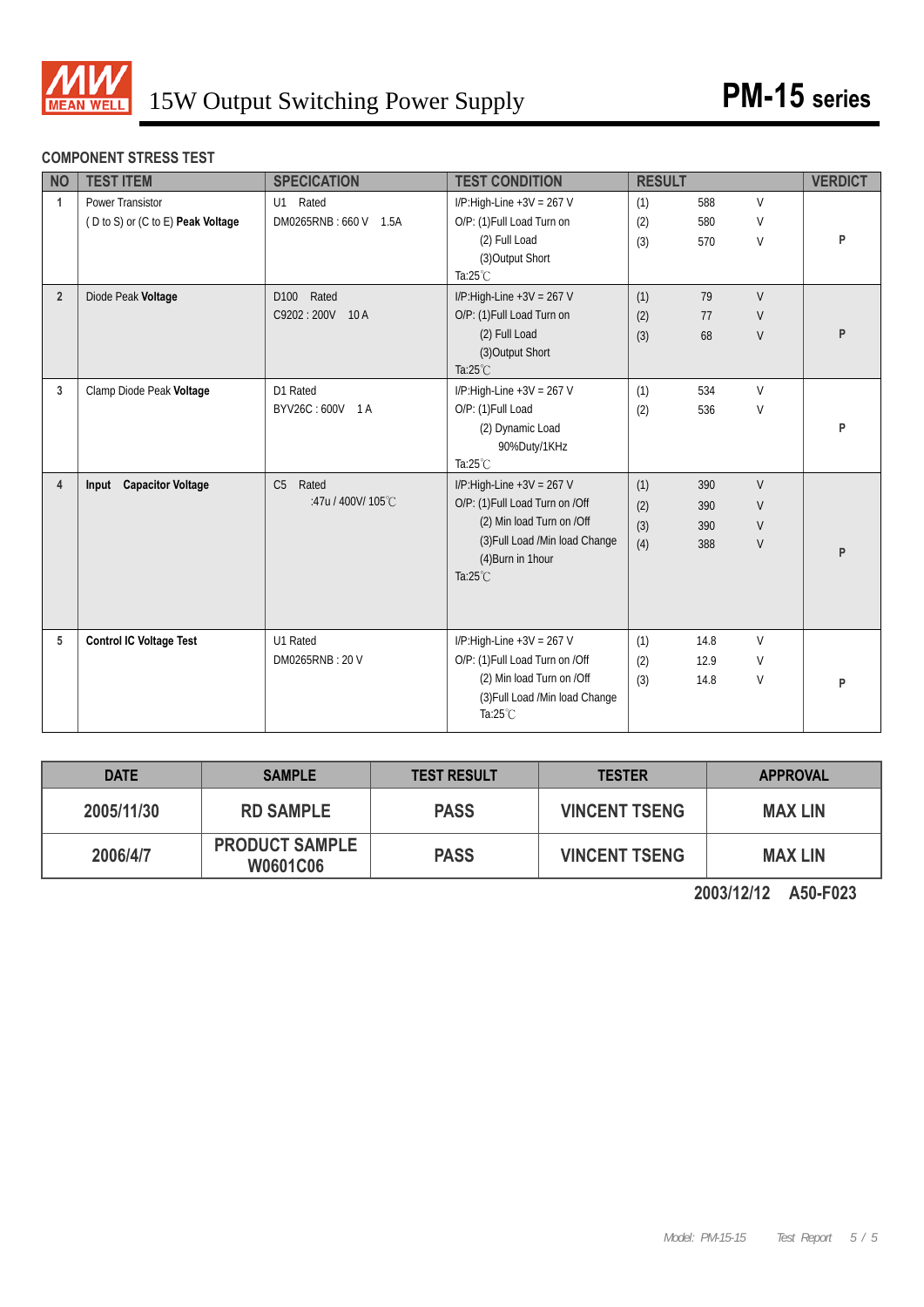# 15W Output Switching Power Supply

# PM-15 series

## COMPONENT STRESS TEST

| NO | TEST ITEM | SPECICATION | TEST CONDITION | RESULT | | | VERDICT |
|---|---|---|---|---|---|---|---|
| 1 | Power Transistor<br>( D to S) or (C to E) **Peak Voltage** | U1 Rated<br>DM0265RNB : 660 V 1.5A | I/P:High-Line +3V = 267 V<br>O/P: (1)Full Load Turn on<br>(2) Full Load<br>(3)Output Short<br>Ta:25℃ | (1)<br>(2)<br>(3) | 588<br>580<br>570 | V<br>V<br>V | P |
| 2 | Diode Peak **Voltage** | D100 Rated<br>C9202 : 200V 10 A | I/P:High-Line +3V = 267 V<br>O/P: (1)Full Load Turn on<br>(2) Full Load<br>(3)Output Short<br>Ta:25℃ | (1)<br>(2)<br>(3) | 79<br>77<br>68 | V<br>V<br>V | P |
| 3 | Clamp Diode Peak **Voltage** | D1 Rated<br>BYV26C : 600V 1 A | I/P:High-Line +3V = 267 V<br>O/P: (1)Full Load<br>(2) Dynamic Load<br>90%Duty/1KHz<br>Ta:25℃ | (1)<br>(2) | 534<br>536 | V<br>V | P |
| 4 | **Input Capacitor Voltage** | C5 Rated<br>:47u / 400V/ 105℃ | I/P:High-Line +3V = 267 V<br>O/P: (1)Full Load Turn on /Off<br>(2) Min load Turn on /Off<br>(3)Full Load /Min load Change<br>(4)Burn in 1hour<br>Ta:25℃ | (1)<br>(2)<br>(3)<br>(4) | 390<br>390<br>390<br>388 | V<br>V<br>V<br>V | P |
| 5 | **Control IC Voltage Test** | U1 Rated<br>DM0265RNB : 20 V | I/P:High-Line +3V = 267 V<br>O/P: (1)Full Load Turn on /Off<br>(2) Min load Turn on /Off<br>(3)Full Load /Min load Change<br>Ta:25℃ | (1)<br>(2)<br>(3) | 14.8<br>12.9<br>14.8 | V<br>V<br>V | P |

| DATE | SAMPLE | TEST RESULT | TESTER | APPROVAL |
|---|---|---|---|---|
| 2005/11/30 | RD SAMPLE | PASS | VINCENT TSENG | MAX LIN |
| 2006/4/7 | PRODUCT SAMPLE W0601C06 | PASS | VINCENT TSENG | MAX LIN |

2003/12/12 A50-F023